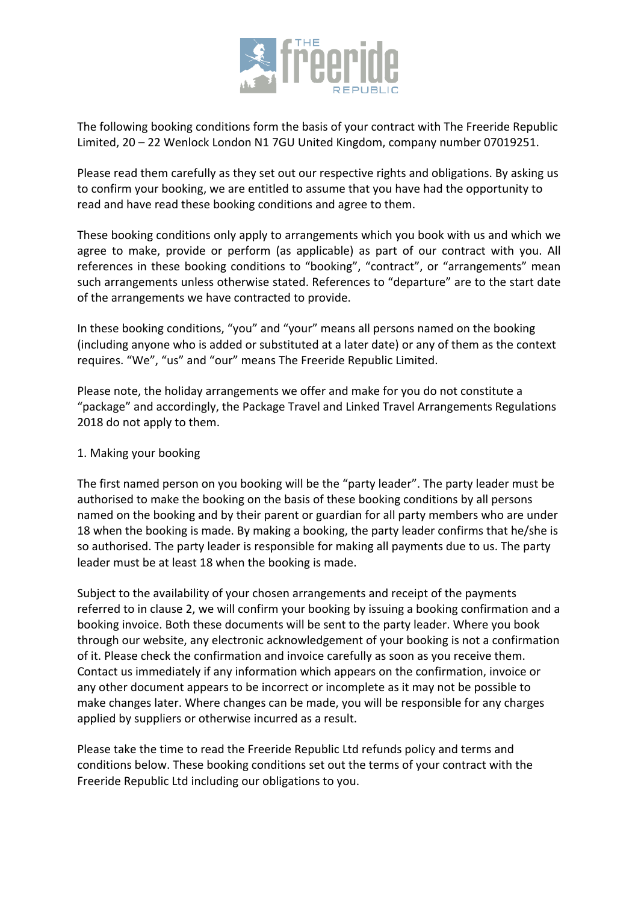The following booking conditions form the basis of your contract with The Freeride Republic Limited, 20 – 22 Wenlock London N1 7GU United Kingdom, company number 07019251.

Please read them carefully as they set out our respective rights and obligations. By asking us to confirm your booking, we are entitled to assume that you have had the opportunity to read and have read these booking conditions and agree to them.

These booking conditions only apply to arrangements which you book with us and which we agree to make, provide or perform (as applicable) as part of our contract with you. All references in these booking conditions to "booking", "contract", or "arrangements" mean such arrangements unless otherwise stated. References to "departure" are to the start date of the arrangements we have contracted to provide.

In these booking conditions, "you" and "your" means all persons named on the booking (including anyone who is added or substituted at a later date) or any of them as the context requires. "We", "us" and "our" means The Freeride Republic Limited.

Please note, the holiday arrangements we offer and make for you do not constitute a "package" and accordingly, the Package Travel and Linked Travel Arrangements Regulations 2018 do not apply to them.

## 1. Making your booking

The first named person on you booking will be the "party leader". The party leader must be authorised to make the booking on the basis of these booking conditions by all persons named on the booking and by their parent or guardian for all party members who are under 18 when the booking is made. By making a booking, the party leader confirms that he/she is so authorised. The party leader is responsible for making all payments due to us. The party leader must be at least 18 when the booking is made.

Subject to the availability of your chosen arrangements and receipt of the payments referred to in clause 2, we will confirm your booking by issuing a booking confirmation and a booking invoice. Both these documents will be sent to the party leader. Where you book through our website, any electronic acknowledgement of your booking is not a confirmation of it. Please check the confirmation and invoice carefully as soon as you receive them. Contact us immediately if any information which appears on the confirmation, invoice or any other document appears to be incorrect or incomplete as it may not be possible to make changes later. Where changes can be made, you will be responsible for any charges applied by suppliers or otherwise incurred as a result.

Please take the time to read the Freeride Republic Ltd refunds policy and terms and conditions below. These booking conditions set out the terms of your contract with the Freeride Republic Ltd including our obligations to you.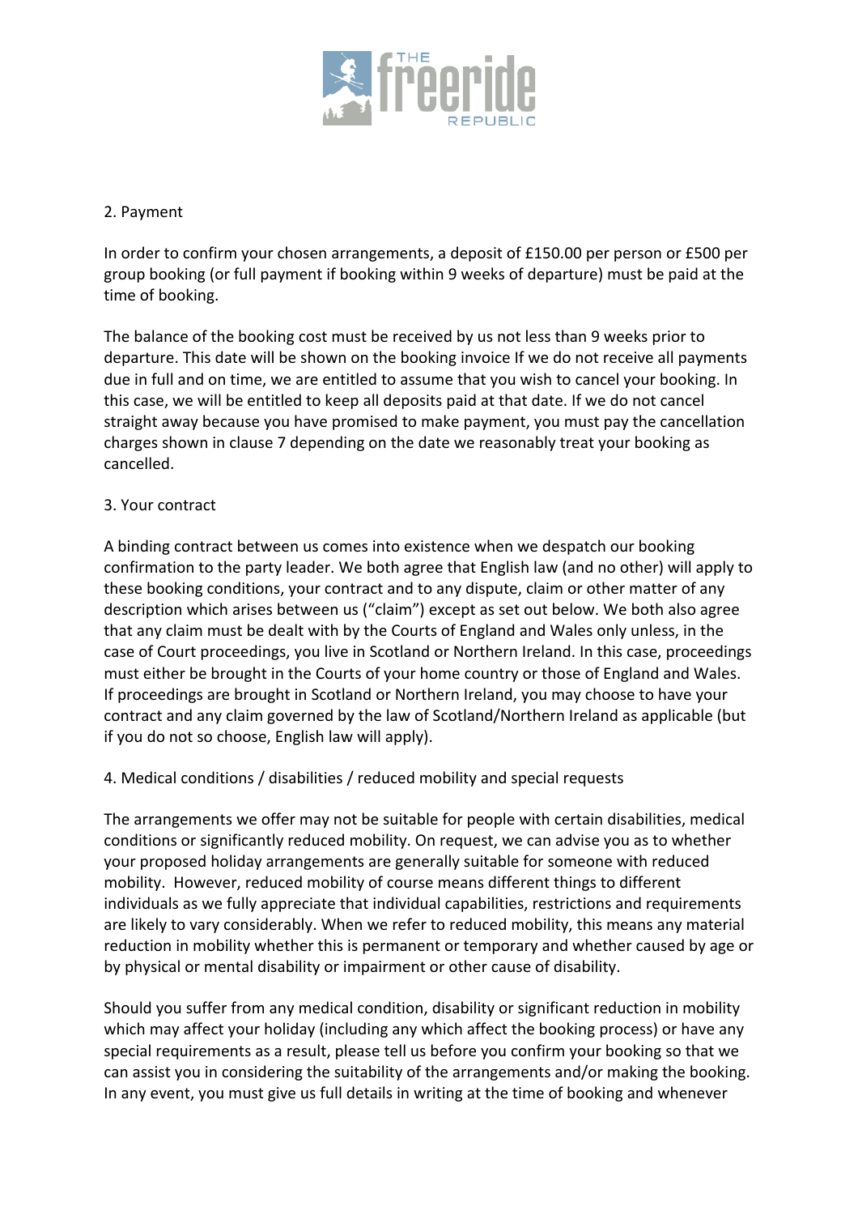## 2. Payment

In order to confirm your chosen arrangements, a deposit of £150.00 per person or £500 per group booking (or full payment if booking within 9 weeks of departure) must be paid at the time of booking.

The balance of the booking cost must be received by us not less than 9 weeks prior to departure. This date will be shown on the booking invoice If we do not receive all payments due in full and on time, we are entitled to assume that you wish to cancel your booking. In this case, we will be entitled to keep all deposits paid at that date. If we do not cancel straight away because you have promised to make payment, you must pay the cancellation charges shown in clause 7 depending on the date we reasonably treat your booking as cancelled.

## 3. Your contract

A binding contract between us comes into existence when we despatch our booking confirmation to the party leader. We both agree that English law (and no other) will apply to these booking conditions, your contract and to any dispute, claim or other matter of any description which arises between us ("claim") except as set out below. We both also agree that any claim must be dealt with by the Courts of England and Wales only unless, in the case of Court proceedings, you live in Scotland or Northern Ireland. In this case, proceedings must either be brought in the Courts of your home country or those of England and Wales. If proceedings are brought in Scotland or Northern Ireland, you may choose to have your contract and any claim governed by the law of Scotland/Northern Ireland as applicable (but if you do not so choose, English law will apply).

## 4. Medical conditions / disabilities / reduced mobility and special requests

The arrangements we offer may not be suitable for people with certain disabilities, medical conditions or significantly reduced mobility. On request, we can advise you as to whether your proposed holiday arrangements are generally suitable for someone with reduced mobility. However, reduced mobility of course means different things to different individuals as we fully appreciate that individual capabilities, restrictions and requirements are likely to vary considerably. When we refer to reduced mobility, this means any material reduction in mobility whether this is permanent or temporary and whether caused by age or by physical or mental disability or impairment or other cause of disability.

Should you suffer from any medical condition, disability or significant reduction in mobility which may affect your holiday (including any which affect the booking process) or have any special requirements as a result, please tell us before you confirm your booking so that we can assist you in considering the suitability of the arrangements and/or making the booking. In any event, you must give us full details in writing at the time of booking and whenever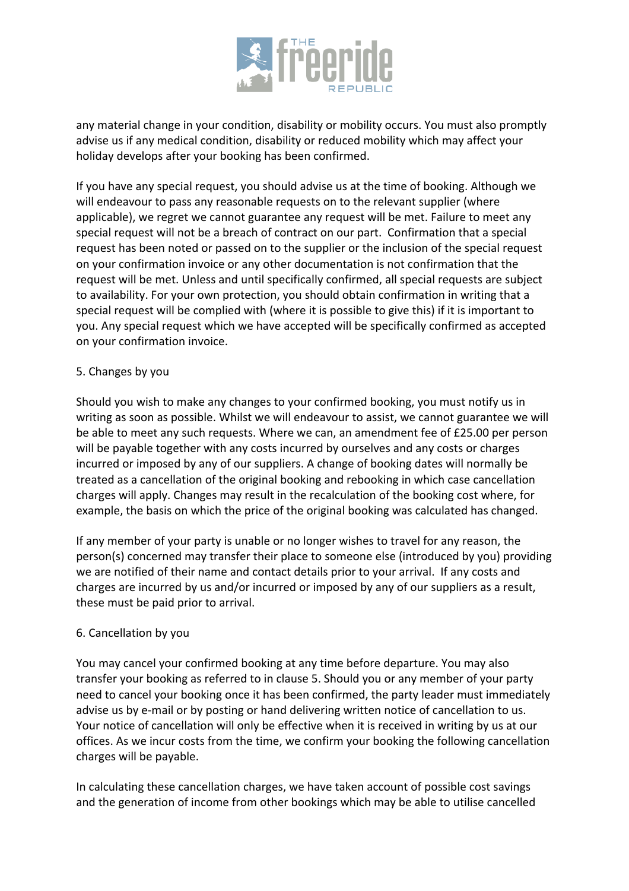any material change in your condition, disability or mobility occurs. You must also promptly advise us if any medical condition, disability or reduced mobility which may affect your holiday develops after your booking has been confirmed.

If you have any special request, you should advise us at the time of booking. Although we will endeavour to pass any reasonable requests on to the relevant supplier (where applicable), we regret we cannot guarantee any request will be met. Failure to meet any special request will not be a breach of contract on our part. Confirmation that a special request has been noted or passed on to the supplier or the inclusion of the special request on your confirmation invoice or any other documentation is not confirmation that the request will be met. Unless and until specifically confirmed, all special requests are subject to availability. For your own protection, you should obtain confirmation in writing that a special request will be complied with (where it is possible to give this) if it is important to you. Any special request which we have accepted will be specifically confirmed as accepted on your confirmation invoice.

## 5. Changes by you

Should you wish to make any changes to your confirmed booking, you must notify us in writing as soon as possible. Whilst we will endeavour to assist, we cannot guarantee we will be able to meet any such requests. Where we can, an amendment fee of £25.00 per person will be payable together with any costs incurred by ourselves and any costs or charges incurred or imposed by any of our suppliers. A change of booking dates will normally be treated as a cancellation of the original booking and rebooking in which case cancellation charges will apply. Changes may result in the recalculation of the booking cost where, for example, the basis on which the price of the original booking was calculated has changed.

If any member of your party is unable or no longer wishes to travel for any reason, the person(s) concerned may transfer their place to someone else (introduced by you) providing we are notified of their name and contact details prior to your arrival. If any costs and charges are incurred by us and/or incurred or imposed by any of our suppliers as a result, these must be paid prior to arrival.

## 6. Cancellation by you

You may cancel your confirmed booking at any time before departure. You may also transfer your booking as referred to in clause 5. Should you or any member of your party need to cancel your booking once it has been confirmed, the party leader must immediately advise us by e-mail or by posting or hand delivering written notice of cancellation to us. Your notice of cancellation will only be effective when it is received in writing by us at our offices. As we incur costs from the time, we confirm your booking the following cancellation charges will be payable.

In calculating these cancellation charges, we have taken account of possible cost savings and the generation of income from other bookings which may be able to utilise cancelled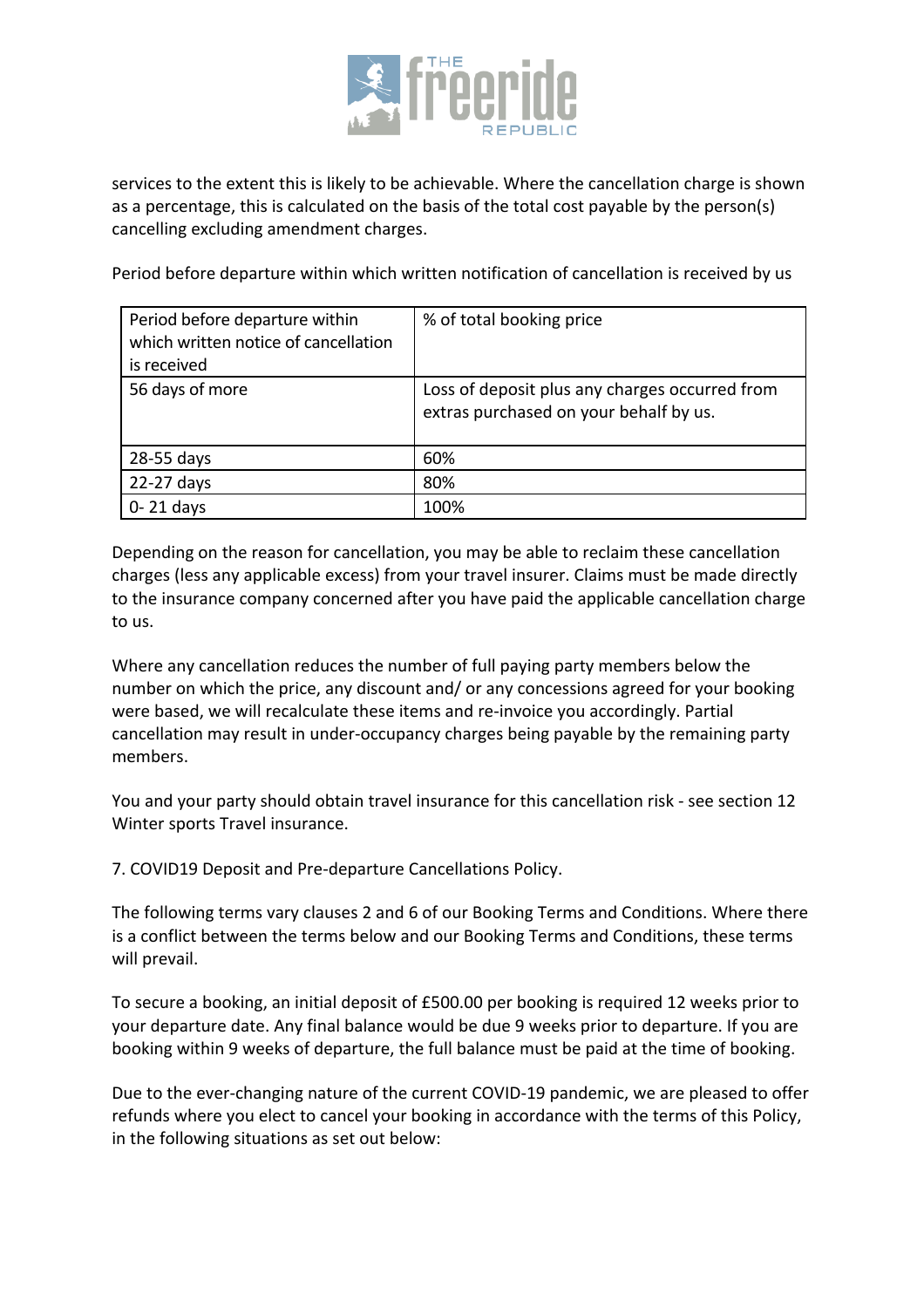services to the extent this is likely to be achievable. Where the cancellation charge is shown as a percentage, this is calculated on the basis of the total cost payable by the person(s) cancelling excluding amendment charges.

Period before departure within which written notification of cancellation is received by us

| Period before departure within which written notice of cancellation is received | % of total booking price |
|---|---|
| 56 days of more | Loss of deposit plus any charges occurred from extras purchased on your behalf by us. |
| 28-55 days | 60% |
| 22-27 days | 80% |
| 0- 21 days | 100% |

Depending on the reason for cancellation, you may be able to reclaim these cancellation charges (less any applicable excess) from your travel insurer. Claims must be made directly to the insurance company concerned after you have paid the applicable cancellation charge to us.

Where any cancellation reduces the number of full paying party members below the number on which the price, any discount and/ or any concessions agreed for your booking were based, we will recalculate these items and re-invoice you accordingly. Partial cancellation may result in under-occupancy charges being payable by the remaining party members.

You and your party should obtain travel insurance for this cancellation risk - see section 12 Winter sports Travel insurance.

## 7. COVID19 Deposit and Pre-departure Cancellations Policy.

The following terms vary clauses 2 and 6 of our Booking Terms and Conditions. Where there is a conflict between the terms below and our Booking Terms and Conditions, these terms will prevail.

To secure a booking, an initial deposit of £500.00 per booking is required 12 weeks prior to your departure date. Any final balance would be due 9 weeks prior to departure. If you are booking within 9 weeks of departure, the full balance must be paid at the time of booking.

Due to the ever-changing nature of the current COVID-19 pandemic, we are pleased to offer refunds where you elect to cancel your booking in accordance with the terms of this Policy, in the following situations as set out below: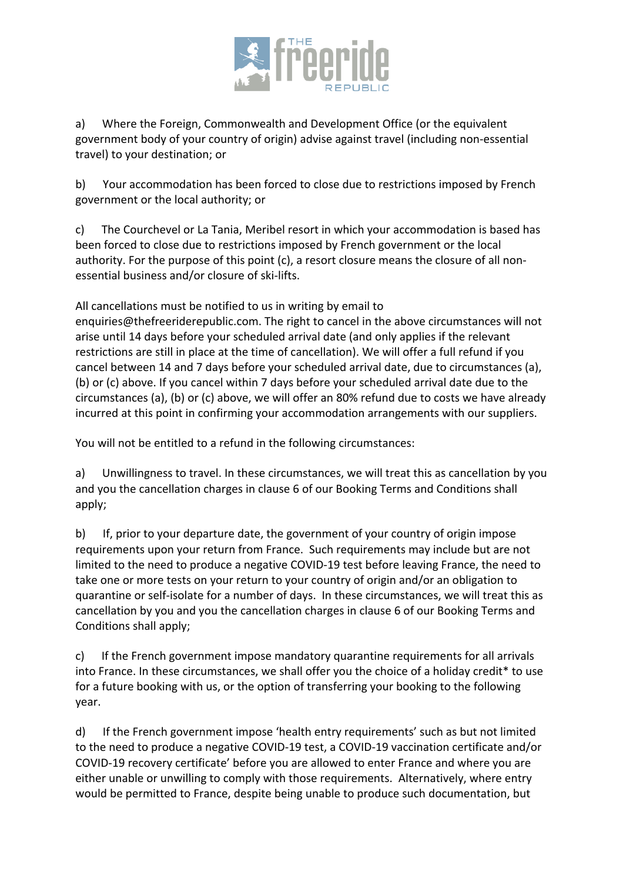a) Where the Foreign, Commonwealth and Development Office (or the equivalent government body of your country of origin) advise against travel (including non-essential travel) to your destination; or

b) Your accommodation has been forced to close due to restrictions imposed by French government or the local authority; or

c) The Courchevel or La Tania, Meribel resort in which your accommodation is based has been forced to close due to restrictions imposed by French government or the local authority. For the purpose of this point (c), a resort closure means the closure of all non-essential business and/or closure of ski-lifts.

All cancellations must be notified to us in writing by email to enquiries@thefreeriderepublic.com. The right to cancel in the above circumstances will not arise until 14 days before your scheduled arrival date (and only applies if the relevant restrictions are still in place at the time of cancellation). We will offer a full refund if you cancel between 14 and 7 days before your scheduled arrival date, due to circumstances (a), (b) or (c) above. If you cancel within 7 days before your scheduled arrival date due to the circumstances (a), (b) or (c) above, we will offer an 80% refund due to costs we have already incurred at this point in confirming your accommodation arrangements with our suppliers.

You will not be entitled to a refund in the following circumstances:

a) Unwillingness to travel. In these circumstances, we will treat this as cancellation by you and you the cancellation charges in clause 6 of our Booking Terms and Conditions shall apply;

b) If, prior to your departure date, the government of your country of origin impose requirements upon your return from France. Such requirements may include but are not limited to the need to produce a negative COVID-19 test before leaving France, the need to take one or more tests on your return to your country of origin and/or an obligation to quarantine or self-isolate for a number of days. In these circumstances, we will treat this as cancellation by you and you the cancellation charges in clause 6 of our Booking Terms and Conditions shall apply;

c) If the French government impose mandatory quarantine requirements for all arrivals into France. In these circumstances, we shall offer you the choice of a holiday credit* to use for a future booking with us, or the option of transferring your booking to the following year.

d) If the French government impose 'health entry requirements' such as but not limited to the need to produce a negative COVID-19 test, a COVID-19 vaccination certificate and/or COVID-19 recovery certificate' before you are allowed to enter France and where you are either unable or unwilling to comply with those requirements. Alternatively, where entry would be permitted to France, despite being unable to produce such documentation, but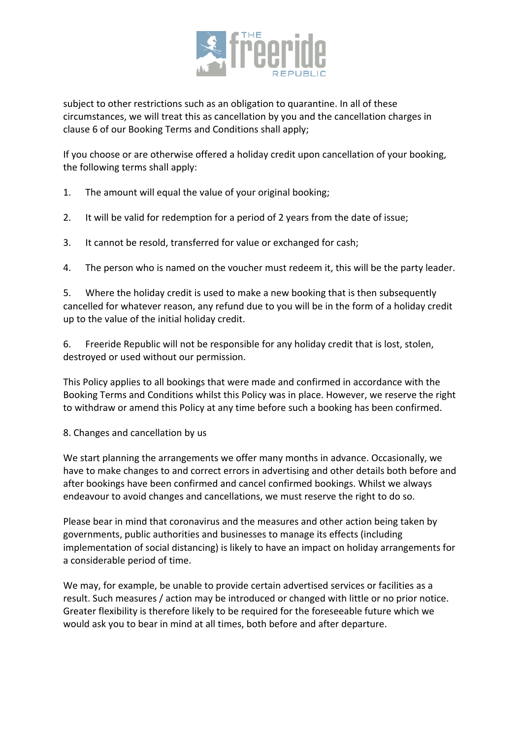subject to other restrictions such as an obligation to quarantine. In all of these circumstances, we will treat this as cancellation by you and the cancellation charges in clause 6 of our Booking Terms and Conditions shall apply;

If you choose or are otherwise offered a holiday credit upon cancellation of your booking, the following terms shall apply:

1. The amount will equal the value of your original booking;

2. It will be valid for redemption for a period of 2 years from the date of issue;

3. It cannot be resold, transferred for value or exchanged for cash;

4. The person who is named on the voucher must redeem it, this will be the party leader.

5. Where the holiday credit is used to make a new booking that is then subsequently cancelled for whatever reason, any refund due to you will be in the form of a holiday credit up to the value of the initial holiday credit.

6. Freeride Republic will not be responsible for any holiday credit that is lost, stolen, destroyed or used without our permission.

This Policy applies to all bookings that were made and confirmed in accordance with the Booking Terms and Conditions whilst this Policy was in place. However, we reserve the right to withdraw or amend this Policy at any time before such a booking has been confirmed.

8. Changes and cancellation by us

We start planning the arrangements we offer many months in advance. Occasionally, we have to make changes to and correct errors in advertising and other details both before and after bookings have been confirmed and cancel confirmed bookings. Whilst we always endeavour to avoid changes and cancellations, we must reserve the right to do so.

Please bear in mind that coronavirus and the measures and other action being taken by governments, public authorities and businesses to manage its effects (including implementation of social distancing) is likely to have an impact on holiday arrangements for a considerable period of time.

We may, for example, be unable to provide certain advertised services or facilities as a result. Such measures / action may be introduced or changed with little or no prior notice. Greater flexibility is therefore likely to be required for the foreseeable future which we would ask you to bear in mind at all times, both before and after departure.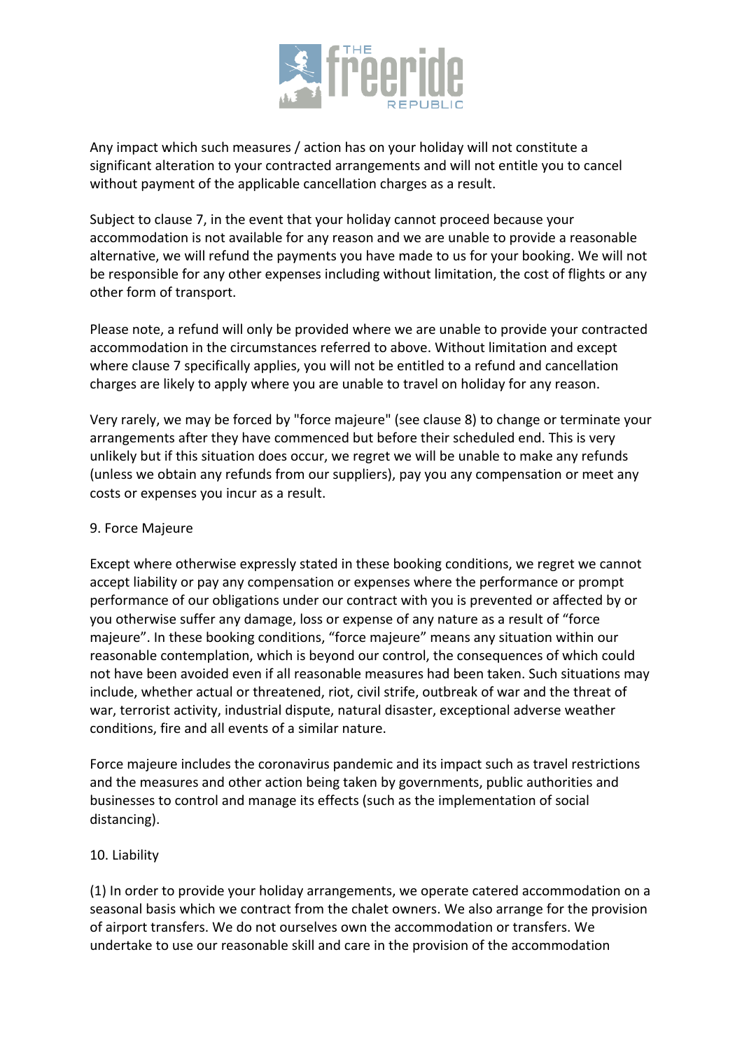Any impact which such measures / action has on your holiday will not constitute a significant alteration to your contracted arrangements and will not entitle you to cancel without payment of the applicable cancellation charges as a result.

Subject to clause 7, in the event that your holiday cannot proceed because your accommodation is not available for any reason and we are unable to provide a reasonable alternative, we will refund the payments you have made to us for your booking. We will not be responsible for any other expenses including without limitation, the cost of flights or any other form of transport.

Please note, a refund will only be provided where we are unable to provide your contracted accommodation in the circumstances referred to above. Without limitation and except where clause 7 specifically applies, you will not be entitled to a refund and cancellation charges are likely to apply where you are unable to travel on holiday for any reason.

Very rarely, we may be forced by "force majeure" (see clause 8) to change or terminate your arrangements after they have commenced but before their scheduled end. This is very unlikely but if this situation does occur, we regret we will be unable to make any refunds (unless we obtain any refunds from our suppliers), pay you any compensation or meet any costs or expenses you incur as a result.

## 9. Force Majeure

Except where otherwise expressly stated in these booking conditions, we regret we cannot accept liability or pay any compensation or expenses where the performance or prompt performance of our obligations under our contract with you is prevented or affected by or you otherwise suffer any damage, loss or expense of any nature as a result of "force majeure". In these booking conditions, "force majeure" means any situation within our reasonable contemplation, which is beyond our control, the consequences of which could not have been avoided even if all reasonable measures had been taken. Such situations may include, whether actual or threatened, riot, civil strife, outbreak of war and the threat of war, terrorist activity, industrial dispute, natural disaster, exceptional adverse weather conditions, fire and all events of a similar nature.

Force majeure includes the coronavirus pandemic and its impact such as travel restrictions and the measures and other action being taken by governments, public authorities and businesses to control and manage its effects (such as the implementation of social distancing).

## 10. Liability

(1) In order to provide your holiday arrangements, we operate catered accommodation on a seasonal basis which we contract from the chalet owners. We also arrange for the provision of airport transfers. We do not ourselves own the accommodation or transfers. We undertake to use our reasonable skill and care in the provision of the accommodation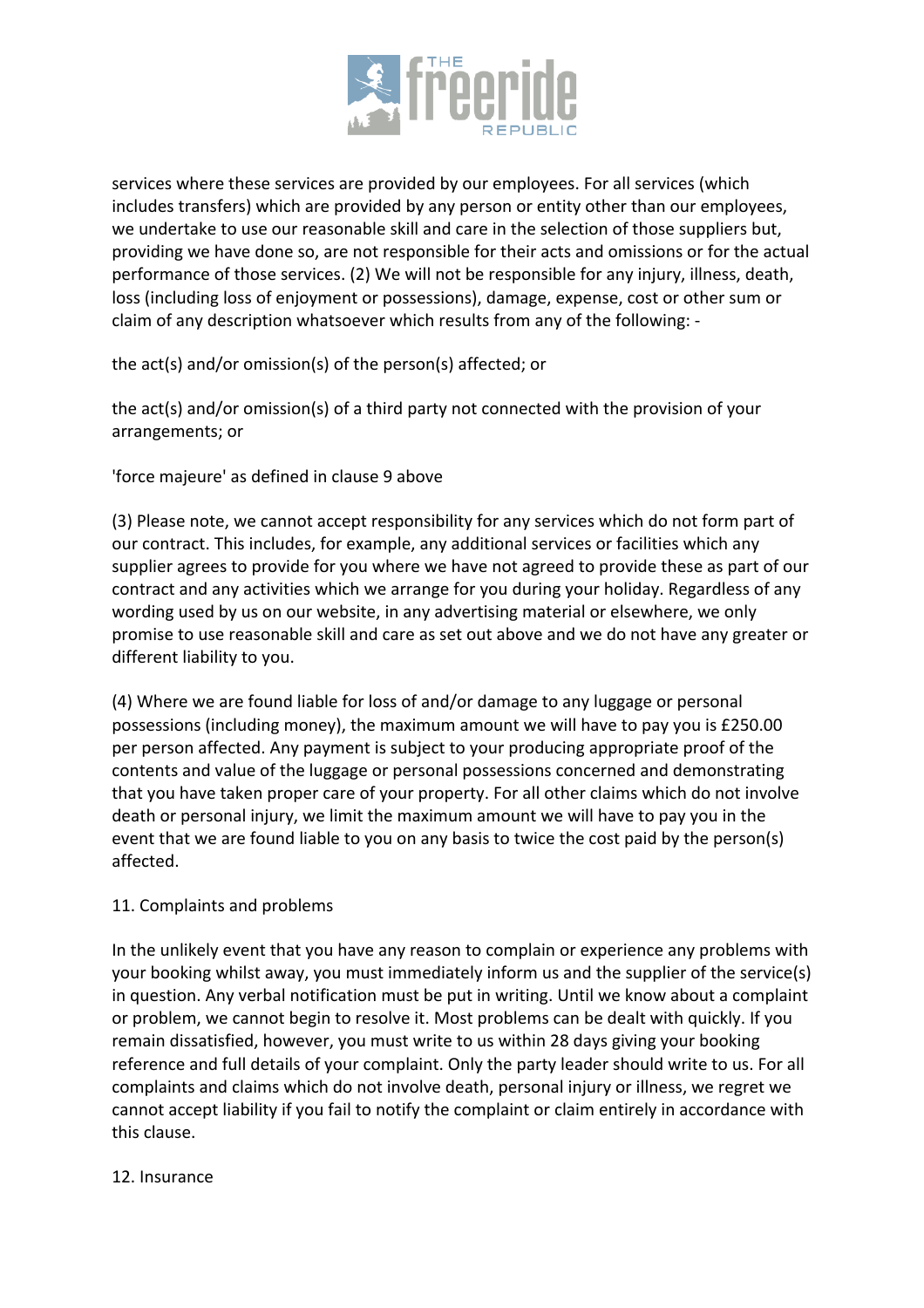services where these services are provided by our employees. For all services (which includes transfers) which are provided by any person or entity other than our employees, we undertake to use our reasonable skill and care in the selection of those suppliers but, providing we have done so, are not responsible for their acts and omissions or for the actual performance of those services. (2) We will not be responsible for any injury, illness, death, loss (including loss of enjoyment or possessions), damage, expense, cost or other sum or claim of any description whatsoever which results from any of the following: -

the act(s) and/or omission(s) of the person(s) affected; or

the act(s) and/or omission(s) of a third party not connected with the provision of your arrangements; or

'force majeure' as defined in clause 9 above

(3) Please note, we cannot accept responsibility for any services which do not form part of our contract. This includes, for example, any additional services or facilities which any supplier agrees to provide for you where we have not agreed to provide these as part of our contract and any activities which we arrange for you during your holiday. Regardless of any wording used by us on our website, in any advertising material or elsewhere, we only promise to use reasonable skill and care as set out above and we do not have any greater or different liability to you.

(4) Where we are found liable for loss of and/or damage to any luggage or personal possessions (including money), the maximum amount we will have to pay you is £250.00 per person affected. Any payment is subject to your producing appropriate proof of the contents and value of the luggage or personal possessions concerned and demonstrating that you have taken proper care of your property. For all other claims which do not involve death or personal injury, we limit the maximum amount we will have to pay you in the event that we are found liable to you on any basis to twice the cost paid by the person(s) affected.

11. Complaints and problems

In the unlikely event that you have any reason to complain or experience any problems with your booking whilst away, you must immediately inform us and the supplier of the service(s) in question. Any verbal notification must be put in writing. Until we know about a complaint or problem, we cannot begin to resolve it. Most problems can be dealt with quickly. If you remain dissatisfied, however, you must write to us within 28 days giving your booking reference and full details of your complaint. Only the party leader should write to us. For all complaints and claims which do not involve death, personal injury or illness, we regret we cannot accept liability if you fail to notify the complaint or claim entirely in accordance with this clause.

12. Insurance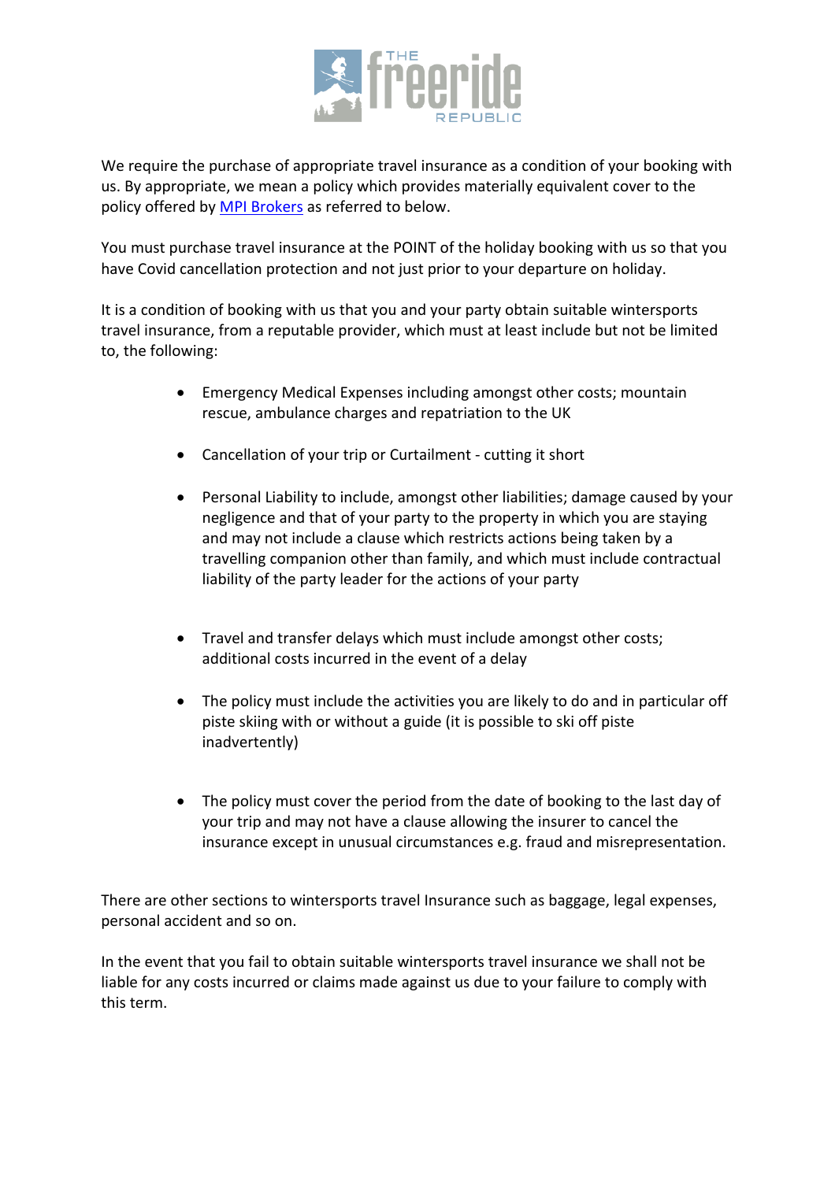We require the purchase of appropriate travel insurance as a condition of your booking with us. By appropriate, we mean a policy which provides materially equivalent cover to the policy offered by MPI Brokers as referred to below.

You must purchase travel insurance at the POINT of the holiday booking with us so that you have Covid cancellation protection and not just prior to your departure on holiday.

It is a condition of booking with us that you and your party obtain suitable wintersports travel insurance, from a reputable provider, which must at least include but not be limited to, the following:

- Emergency Medical Expenses including amongst other costs; mountain rescue, ambulance charges and repatriation to the UK
- Cancellation of your trip or Curtailment - cutting it short
- Personal Liability to include, amongst other liabilities; damage caused by your negligence and that of your party to the property in which you are staying and may not include a clause which restricts actions being taken by a travelling companion other than family, and which must include contractual liability of the party leader for the actions of your party
- Travel and transfer delays which must include amongst other costs; additional costs incurred in the event of a delay
- The policy must include the activities you are likely to do and in particular off piste skiing with or without a guide (it is possible to ski off piste inadvertently)
- The policy must cover the period from the date of booking to the last day of your trip and may not have a clause allowing the insurer to cancel the insurance except in unusual circumstances e.g. fraud and misrepresentation.

There are other sections to wintersports travel Insurance such as baggage, legal expenses, personal accident and so on.

In the event that you fail to obtain suitable wintersports travel insurance we shall not be liable for any costs incurred or claims made against us due to your failure to comply with this term.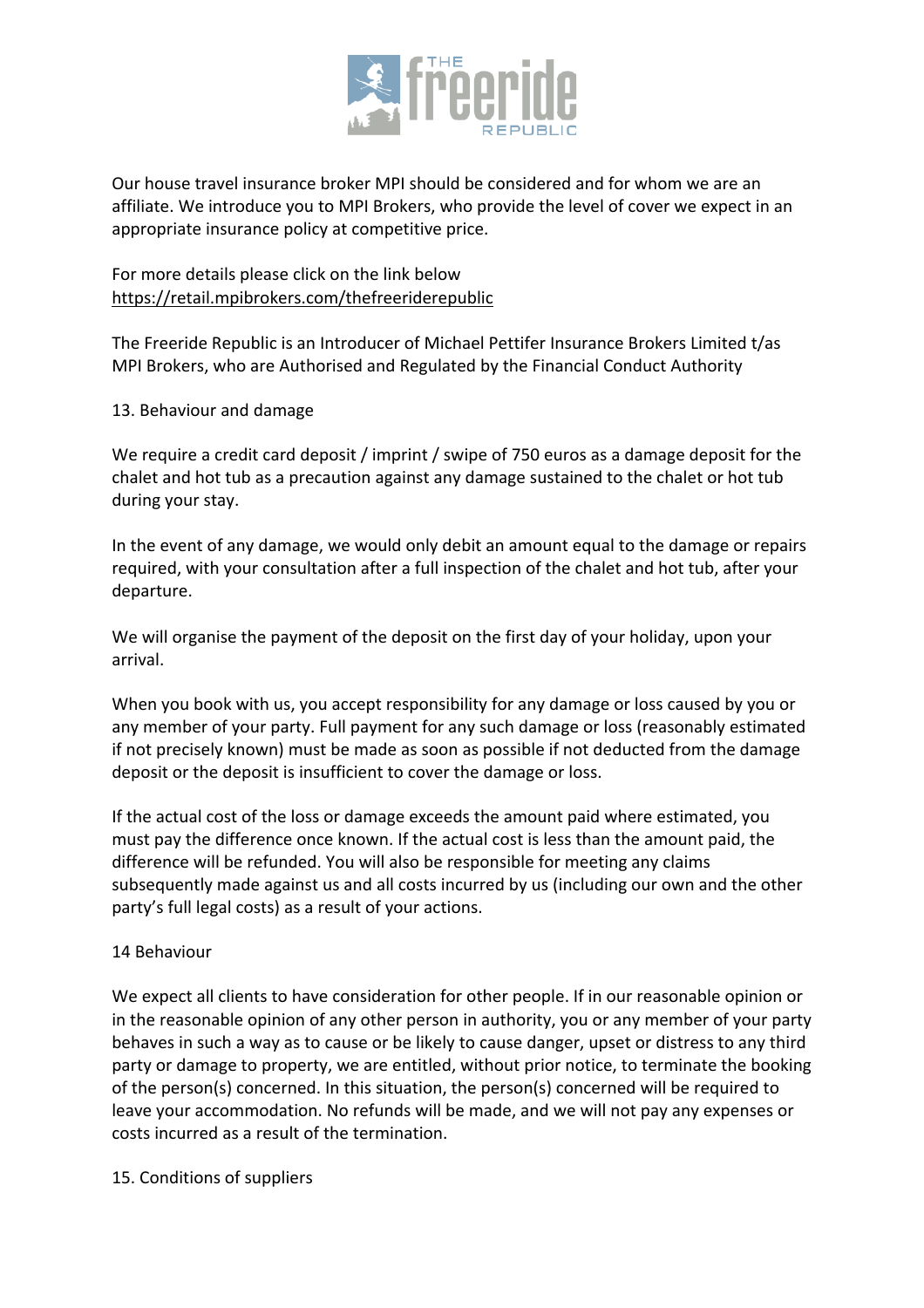Our house travel insurance broker MPI should be considered and for whom we are an affiliate. We introduce you to MPI Brokers, who provide the level of cover we expect in an appropriate insurance policy at competitive price.

For more details please click on the link below
https://retail.mpibrokers.com/thefreeriderepublic

The Freeride Republic is an Introducer of Michael Pettifer Insurance Brokers Limited t/as MPI Brokers, who are Authorised and Regulated by the Financial Conduct Authority

## 13. Behaviour and damage

We require a credit card deposit / imprint / swipe of 750 euros as a damage deposit for the chalet and hot tub as a precaution against any damage sustained to the chalet or hot tub during your stay.

In the event of any damage, we would only debit an amount equal to the damage or repairs required, with your consultation after a full inspection of the chalet and hot tub, after your departure.

We will organise the payment of the deposit on the first day of your holiday, upon your arrival.

When you book with us, you accept responsibility for any damage or loss caused by you or any member of your party. Full payment for any such damage or loss (reasonably estimated if not precisely known) must be made as soon as possible if not deducted from the damage deposit or the deposit is insufficient to cover the damage or loss.

If the actual cost of the loss or damage exceeds the amount paid where estimated, you must pay the difference once known. If the actual cost is less than the amount paid, the difference will be refunded. You will also be responsible for meeting any claims subsequently made against us and all costs incurred by us (including our own and the other party's full legal costs) as a result of your actions.

## 14 Behaviour

We expect all clients to have consideration for other people. If in our reasonable opinion or in the reasonable opinion of any other person in authority, you or any member of your party behaves in such a way as to cause or be likely to cause danger, upset or distress to any third party or damage to property, we are entitled, without prior notice, to terminate the booking of the person(s) concerned. In this situation, the person(s) concerned will be required to leave your accommodation. No refunds will be made, and we will not pay any expenses or costs incurred as a result of the termination.

## 15. Conditions of suppliers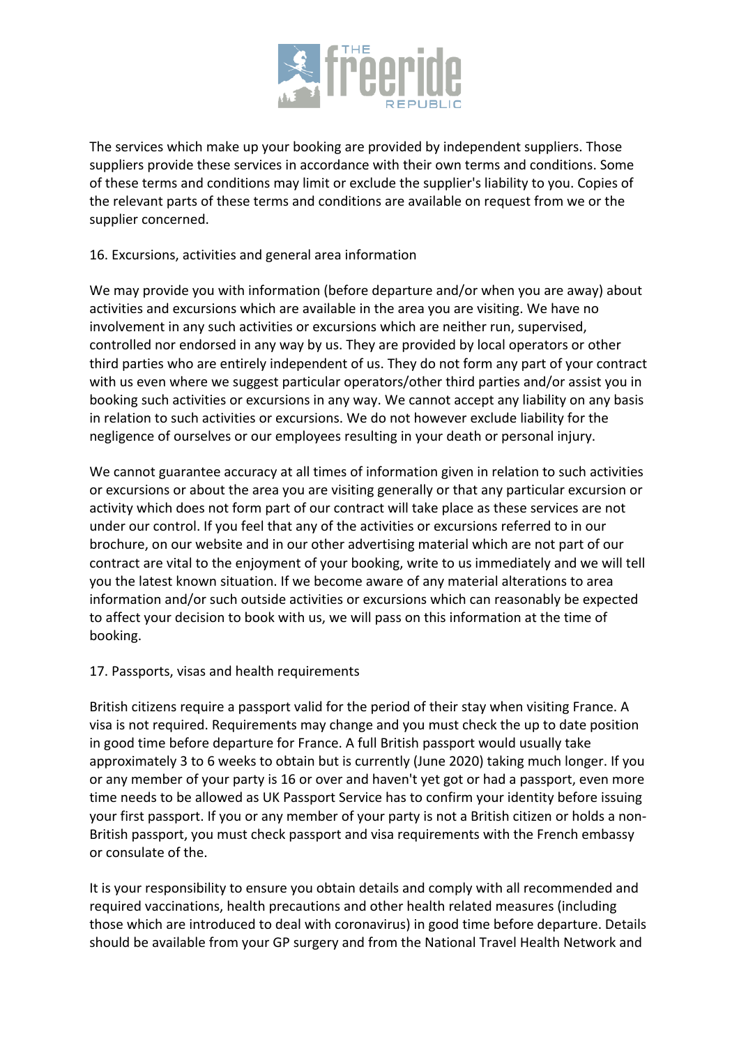The services which make up your booking are provided by independent suppliers. Those suppliers provide these services in accordance with their own terms and conditions. Some of these terms and conditions may limit or exclude the supplier's liability to you. Copies of the relevant parts of these terms and conditions are available on request from we or the supplier concerned.

16. Excursions, activities and general area information

We may provide you with information (before departure and/or when you are away) about activities and excursions which are available in the area you are visiting. We have no involvement in any such activities or excursions which are neither run, supervised, controlled nor endorsed in any way by us. They are provided by local operators or other third parties who are entirely independent of us. They do not form any part of your contract with us even where we suggest particular operators/other third parties and/or assist you in booking such activities or excursions in any way. We cannot accept any liability on any basis in relation to such activities or excursions. We do not however exclude liability for the negligence of ourselves or our employees resulting in your death or personal injury.

We cannot guarantee accuracy at all times of information given in relation to such activities or excursions or about the area you are visiting generally or that any particular excursion or activity which does not form part of our contract will take place as these services are not under our control. If you feel that any of the activities or excursions referred to in our brochure, on our website and in our other advertising material which are not part of our contract are vital to the enjoyment of your booking, write to us immediately and we will tell you the latest known situation. If we become aware of any material alterations to area information and/or such outside activities or excursions which can reasonably be expected to affect your decision to book with us, we will pass on this information at the time of booking.

17. Passports, visas and health requirements

British citizens require a passport valid for the period of their stay when visiting France. A visa is not required. Requirements may change and you must check the up to date position in good time before departure for France. A full British passport would usually take approximately 3 to 6 weeks to obtain but is currently (June 2020) taking much longer. If you or any member of your party is 16 or over and haven't yet got or had a passport, even more time needs to be allowed as UK Passport Service has to confirm your identity before issuing your first passport. If you or any member of your party is not a British citizen or holds a non-British passport, you must check passport and visa requirements with the French embassy or consulate of the.

It is your responsibility to ensure you obtain details and comply with all recommended and required vaccinations, health precautions and other health related measures (including those which are introduced to deal with coronavirus) in good time before departure. Details should be available from your GP surgery and from the National Travel Health Network and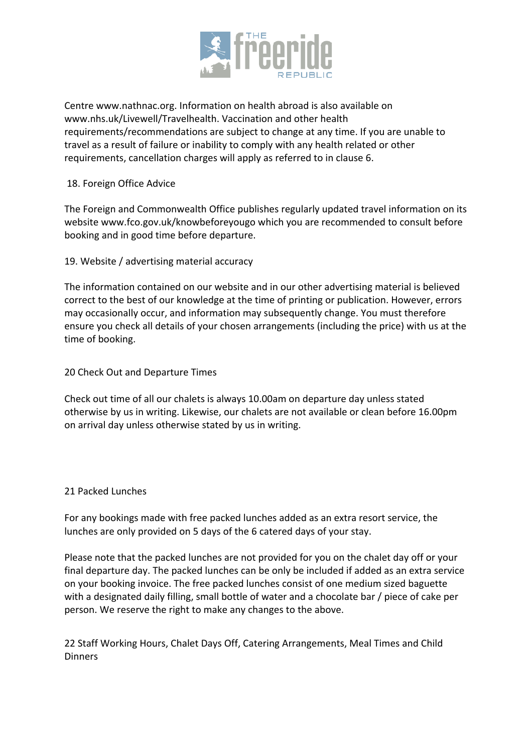Centre www.nathnac.org. Information on health abroad is also available on www.nhs.uk/Livewell/Travelhealth. Vaccination and other health requirements/recommendations are subject to change at any time. If you are unable to travel as a result of failure or inability to comply with any health related or other requirements, cancellation charges will apply as referred to in clause 6.

## 18. Foreign Office Advice

The Foreign and Commonwealth Office publishes regularly updated travel information on its website www.fco.gov.uk/knowbeforeyougo which you are recommended to consult before booking and in good time before departure.

## 19. Website / advertising material accuracy

The information contained on our website and in our other advertising material is believed correct to the best of our knowledge at the time of printing or publication. However, errors may occasionally occur, and information may subsequently change. You must therefore ensure you check all details of your chosen arrangements (including the price) with us at the time of booking.

## 20 Check Out and Departure Times

Check out time of all our chalets is always 10.00am on departure day unless stated otherwise by us in writing. Likewise, our chalets are not available or clean before 16.00pm on arrival day unless otherwise stated by us in writing.

## 21 Packed Lunches

For any bookings made with free packed lunches added as an extra resort service, the lunches are only provided on 5 days of the 6 catered days of your stay.

Please note that the packed lunches are not provided for you on the chalet day off or your final departure day. The packed lunches can be only be included if added as an extra service on your booking invoice. The free packed lunches consist of one medium sized baguette with a designated daily filling, small bottle of water and a chocolate bar / piece of cake per person. We reserve the right to make any changes to the above.

## 22 Staff Working Hours, Chalet Days Off, Catering Arrangements, Meal Times and Child Dinners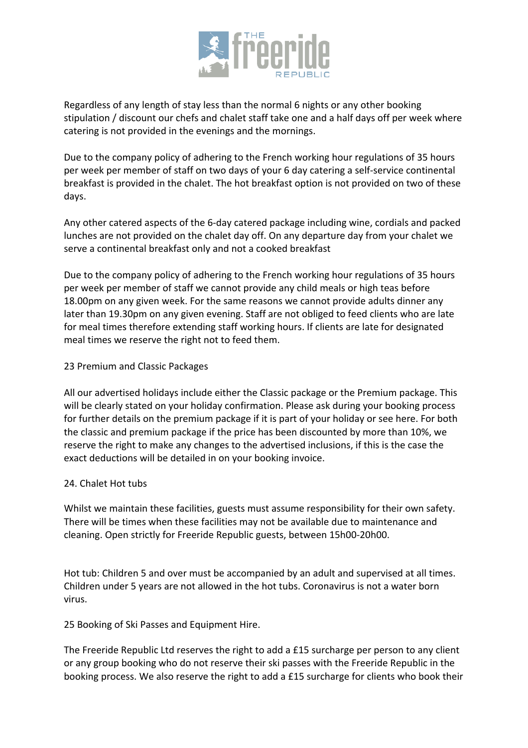Regardless of any length of stay less than the normal 6 nights or any other booking stipulation / discount our chefs and chalet staff take one and a half days off per week where catering is not provided in the evenings and the mornings.

Due to the company policy of adhering to the French working hour regulations of 35 hours per week per member of staff on two days of your 6 day catering a self-service continental breakfast is provided in the chalet. The hot breakfast option is not provided on two of these days.

Any other catered aspects of the 6-day catered package including wine, cordials and packed lunches are not provided on the chalet day off. On any departure day from your chalet we serve a continental breakfast only and not a cooked breakfast

Due to the company policy of adhering to the French working hour regulations of 35 hours per week per member of staff we cannot provide any child meals or high teas before 18.00pm on any given week. For the same reasons we cannot provide adults dinner any later than 19.30pm on any given evening. Staff are not obliged to feed clients who are late for meal times therefore extending staff working hours. If clients are late for designated meal times we reserve the right not to feed them.

23 Premium and Classic Packages

All our advertised holidays include either the Classic package or the Premium package. This will be clearly stated on your holiday confirmation. Please ask during your booking process for further details on the premium package if it is part of your holiday or see here. For both the classic and premium package if the price has been discounted by more than 10%, we reserve the right to make any changes to the advertised inclusions, if this is the case the exact deductions will be detailed in on your booking invoice.

24. Chalet Hot tubs

Whilst we maintain these facilities, guests must assume responsibility for their own safety. There will be times when these facilities may not be available due to maintenance and cleaning. Open strictly for Freeride Republic guests, between 15h00-20h00.

Hot tub: Children 5 and over must be accompanied by an adult and supervised at all times. Children under 5 years are not allowed in the hot tubs. Coronavirus is not a water born virus.

25 Booking of Ski Passes and Equipment Hire.

The Freeride Republic Ltd reserves the right to add a £15 surcharge per person to any client or any group booking who do not reserve their ski passes with the Freeride Republic in the booking process. We also reserve the right to add a £15 surcharge for clients who book their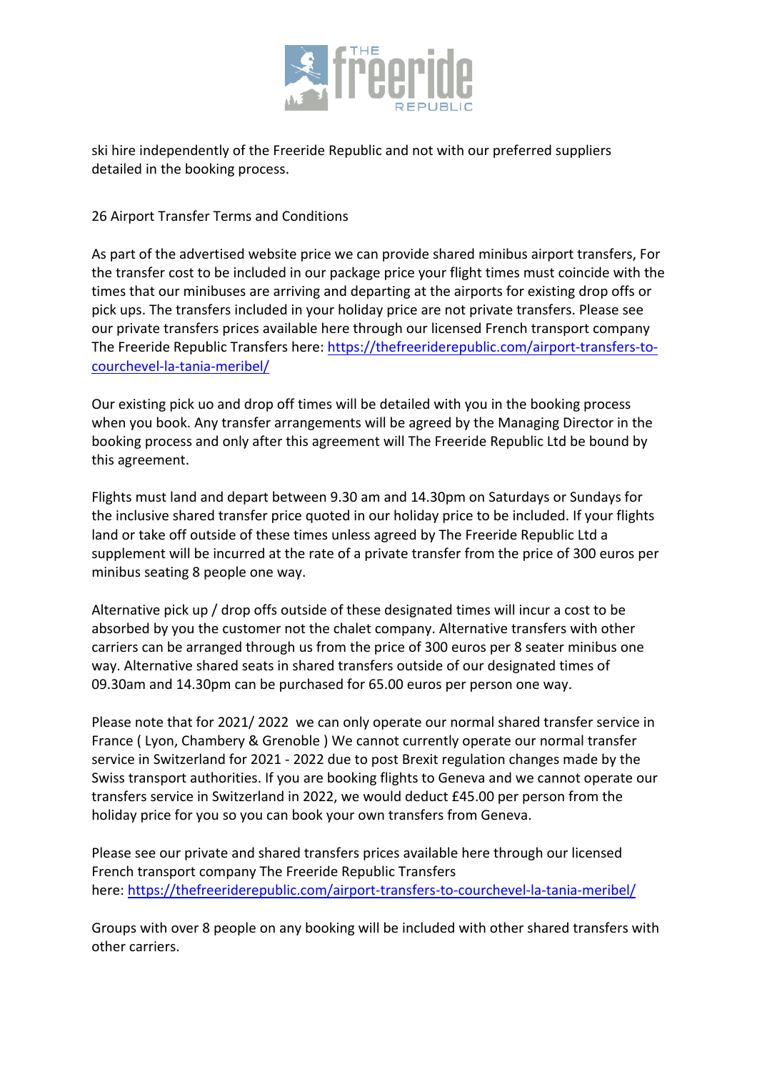ski hire independently of the Freeride Republic and not with our preferred suppliers detailed in the booking process.

26 Airport Transfer Terms and Conditions

As part of the advertised website price we can provide shared minibus airport transfers, For the transfer cost to be included in our package price your flight times must coincide with the times that our minibuses are arriving and departing at the airports for existing drop offs or pick ups. The transfers included in your holiday price are not private transfers. Please see our private transfers prices available here through our licensed French transport company The Freeride Republic Transfers here: [https://thefreeriderepublic.com/airport-transfers-to-courchevel-la-tania-meribel/](https://thefreeriderepublic.com/airport-transfers-to-courchevel-la-tania-meribel/)

Our existing pick uo and drop off times will be detailed with you in the booking process when you book. Any transfer arrangements will be agreed by the Managing Director in the booking process and only after this agreement will The Freeride Republic Ltd be bound by this agreement.

Flights must land and depart between 9.30 am and 14.30pm on Saturdays or Sundays for the inclusive shared transfer price quoted in our holiday price to be included. If your flights land or take off outside of these times unless agreed by The Freeride Republic Ltd a supplement will be incurred at the rate of a private transfer from the price of 300 euros per minibus seating 8 people one way.

Alternative pick up / drop offs outside of these designated times will incur a cost to be absorbed by you the customer not the chalet company. Alternative transfers with other carriers can be arranged through us from the price of 300 euros per 8 seater minibus one way. Alternative shared seats in shared transfers outside of our designated times of 09.30am and 14.30pm can be purchased for 65.00 euros per person one way.

Please note that for 2021/ 2022 we can only operate our normal shared transfer service in France ( Lyon, Chambery & Grenoble ) We cannot currently operate our normal transfer service in Switzerland for 2021 - 2022 due to post Brexit regulation changes made by the Swiss transport authorities. If you are booking flights to Geneva and we cannot operate our transfers service in Switzerland in 2022, we would deduct £45.00 per person from the holiday price for you so you can book your own transfers from Geneva.

Please see our private and shared transfers prices available here through our licensed French transport company The Freeride Republic Transfers here: [https://thefreeriderepublic.com/airport-transfers-to-courchevel-la-tania-meribel/](https://thefreeriderepublic.com/airport-transfers-to-courchevel-la-tania-meribel/)

Groups with over 8 people on any booking will be included with other shared transfers with other carriers.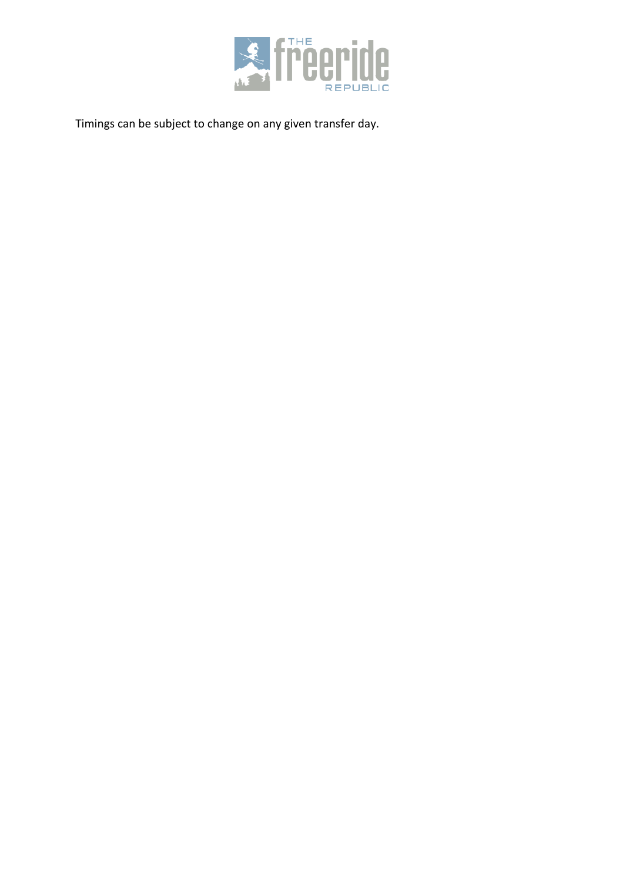Timings can be subject to change on any given transfer day.